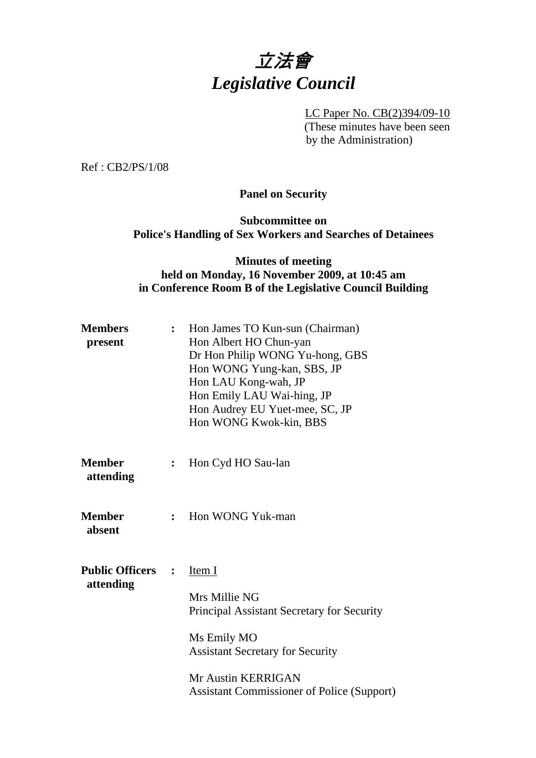# *立法會*
# *Legislative Council*

LC Paper No. CB(2)394/09-10
(These minutes have been seen by the Administration)

Ref : CB2/PS/1/08

**Panel on Security**

**Subcommittee on**
**Police's Handling of Sex Workers and Searches of Detainees**

**Minutes of meeting**
**held on Monday, 16 November 2009, at 10:45 am**
**in Conference Room B of the Legislative Council Building**

**Members present** : Hon James TO Kun-sun (Chairman)
Hon Albert HO Chun-yan
Dr Hon Philip WONG Yu-hong, GBS
Hon WONG Yung-kan, SBS, JP
Hon LAU Kong-wah, JP
Hon Emily LAU Wai-hing, JP
Hon Audrey EU Yuet-mee, SC, JP
Hon WONG Kwok-kin, BBS

**Member attending** : Hon Cyd HO Sau-lan

**Member absent** : Hon WONG Yuk-man

**Public Officers attending** : Item I

Mrs Millie NG
Principal Assistant Secretary for Security

Ms Emily MO
Assistant Secretary for Security

Mr Austin KERRIGAN
Assistant Commissioner of Police (Support)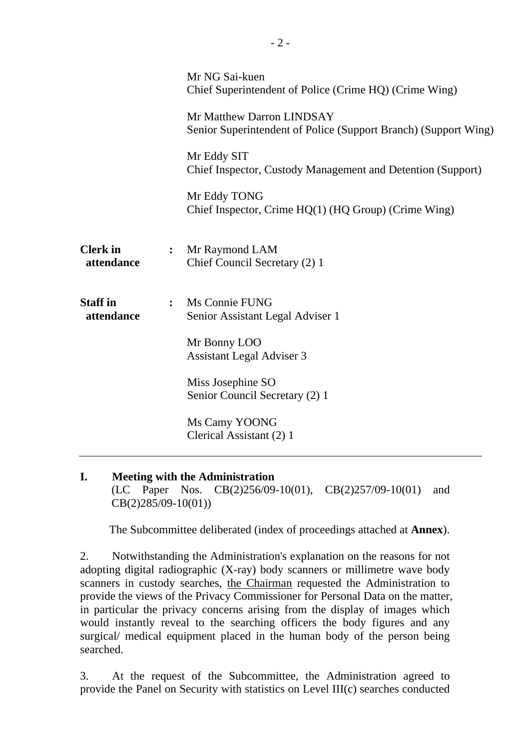| | | |
|---|---|---|
| | | Mr NG Sai-kuen<br>Chief Superintendent of Police (Crime HQ) (Crime Wing) |
| | | Mr Matthew Darron LINDSAY<br>Senior Superintendent of Police (Support Branch) (Support Wing) |
| | | Mr Eddy SIT<br>Chief Inspector, Custody Management and Detention (Support) |
| | | Mr Eddy TONG<br>Chief Inspector, Crime HQ(1) (HQ Group) (Crime Wing) |
| **Clerk in attendance** | **:** | Mr Raymond LAM<br>Chief Council Secretary (2) 1 |
| **Staff in attendance** | **:** | Ms Connie FUNG<br>Senior Assistant Legal Adviser 1 |
| | | Mr Bonny LOO<br>Assistant Legal Adviser 3 |
| | | Miss Josephine SO<br>Senior Council Secretary (2) 1 |
| | | Ms Camy YOONG<br>Clerical Assistant (2) 1 |

---

**I. Meeting with the Administration**
(LC Paper Nos. CB(2)256/09-10(01), CB(2)257/09-10(01) and CB(2)285/09-10(01))

The Subcommittee deliberated (index of proceedings attached at **Annex**).

2. Notwithstanding the Administration's explanation on the reasons for not adopting digital radiographic (X-ray) body scanners or millimetre wave body scanners in custody searches, the Chairman requested the Administration to provide the views of the Privacy Commissioner for Personal Data on the matter, in particular the privacy concerns arising from the display of images which would instantly reveal to the searching officers the body figures and any surgical/ medical equipment placed in the human body of the person being searched.

3. At the request of the Subcommittee, the Administration agreed to provide the Panel on Security with statistics on Level III(c) searches conducted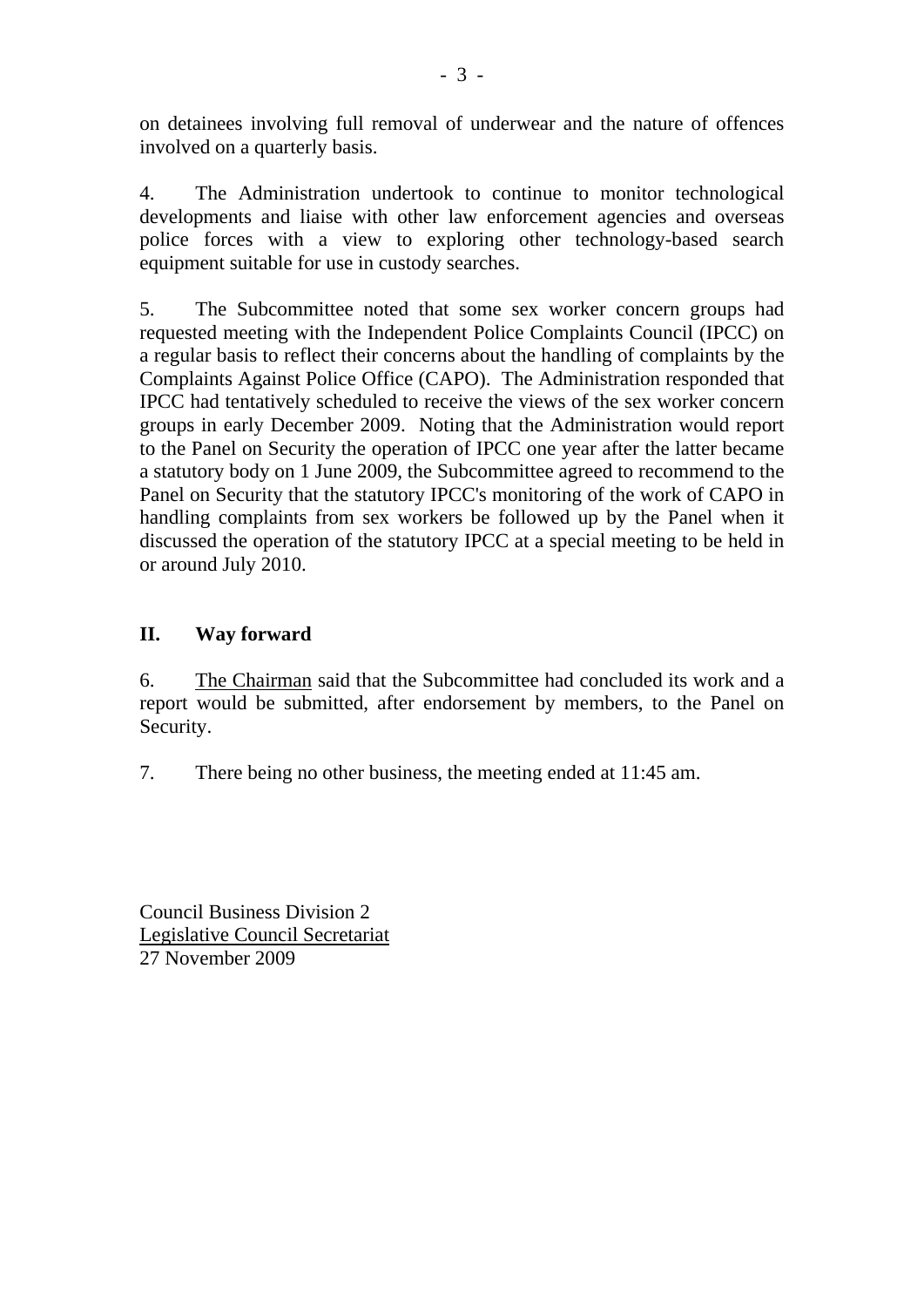on detainees involving full removal of underwear and the nature of offences involved on a quarterly basis.

4. The Administration undertook to continue to monitor technological developments and liaise with other law enforcement agencies and overseas police forces with a view to exploring other technology-based search equipment suitable for use in custody searches.

5. The Subcommittee noted that some sex worker concern groups had requested meeting with the Independent Police Complaints Council (IPCC) on a regular basis to reflect their concerns about the handling of complaints by the Complaints Against Police Office (CAPO). The Administration responded that IPCC had tentatively scheduled to receive the views of the sex worker concern groups in early December 2009. Noting that the Administration would report to the Panel on Security the operation of IPCC one year after the latter became a statutory body on 1 June 2009, the Subcommittee agreed to recommend to the Panel on Security that the statutory IPCC's monitoring of the work of CAPO in handling complaints from sex workers be followed up by the Panel when it discussed the operation of the statutory IPCC at a special meeting to be held in or around July 2010.

## II. Way forward

6. The Chairman said that the Subcommittee had concluded its work and a report would be submitted, after endorsement by members, to the Panel on Security.

7. There being no other business, the meeting ended at 11:45 am.

Council Business Division 2
Legislative Council Secretariat
27 November 2009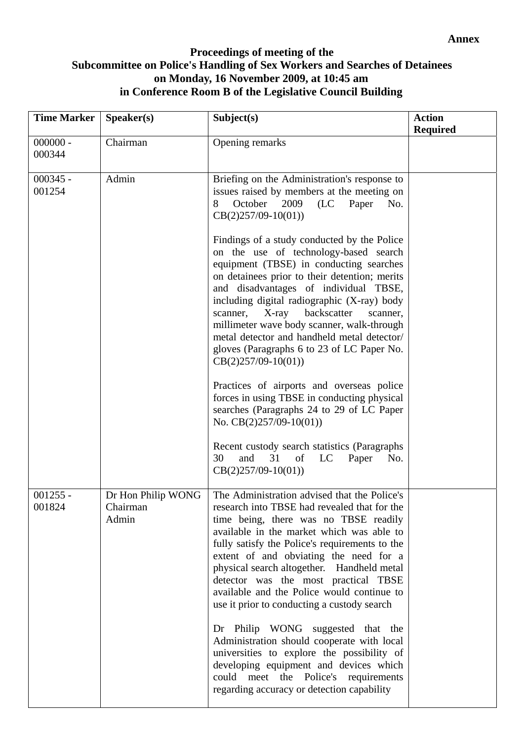**Annex**

**Proceedings of meeting of the Subcommittee on Police's Handling of Sex Workers and Searches of Detainees on Monday, 16 November 2009, at 10:45 am in Conference Room B of the Legislative Council Building**

| Time Marker | Speaker(s) | Subject(s) | Action Required |
|---|---|---|---|
| 000000 - 000344 | Chairman | Opening remarks | |
| 000345 - 001254 | Admin | Briefing on the Administration's response to issues raised by members at the meeting on 8 October 2009 (LC Paper No. CB(2)257/09-10(01))<br><br>Findings of a study conducted by the Police on the use of technology-based search equipment (TBSE) in conducting searches on detainees prior to their detention; merits and disadvantages of individual TBSE, including digital radiographic (X-ray) body scanner, X-ray backscatter scanner, millimeter wave body scanner, walk-through metal detector and handheld metal detector/ gloves (Paragraphs 6 to 23 of LC Paper No. CB(2)257/09-10(01))<br><br>Practices of airports and overseas police forces in using TBSE in conducting physical searches (Paragraphs 24 to 29 of LC Paper No. CB(2)257/09-10(01))<br><br>Recent custody search statistics (Paragraphs 30 and 31 of LC Paper No. CB(2)257/09-10(01)) | |
| 001255 - 001824 | Dr Hon Philip WONG<br>Chairman<br>Admin | The Administration advised that the Police's research into TBSE had revealed that for the time being, there was no TBSE readily available in the market which was able to fully satisfy the Police's requirements to the extent of and obviating the need for a physical search altogether. Handheld metal detector was the most practical TBSE available and the Police would continue to use it prior to conducting a custody search<br><br>Dr Philip WONG suggested that the Administration should cooperate with local universities to explore the possibility of developing equipment and devices which could meet the Police's requirements regarding accuracy or detection capability | |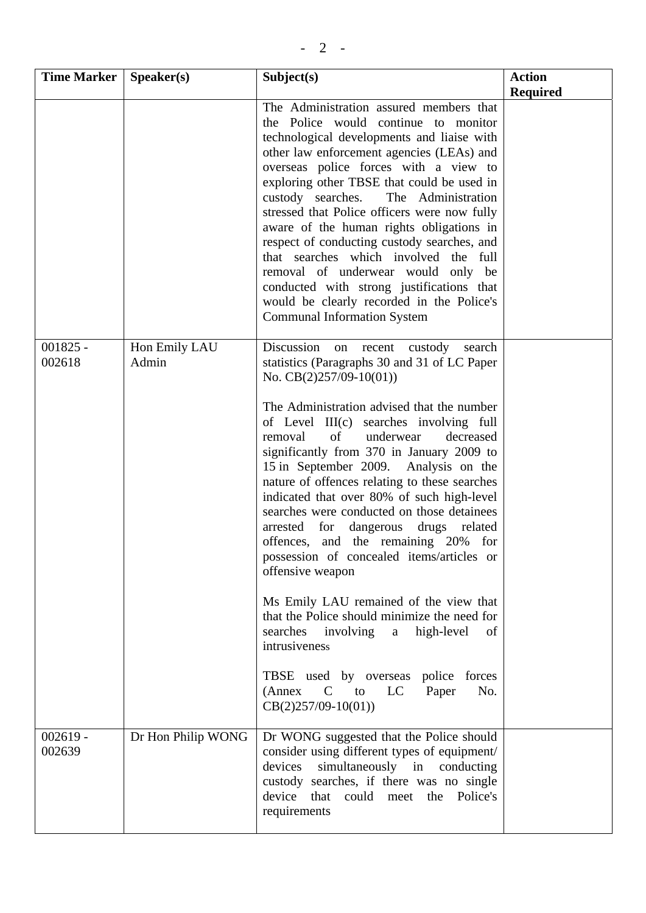| Time Marker | Speaker(s) | Subject(s) | Action Required |
|---|---|---|---|
| | | The Administration assured members that the Police would continue to monitor technological developments and liaise with other law enforcement agencies (LEAs) and overseas police forces with a view to exploring other TBSE that could be used in custody searches. The Administration stressed that Police officers were now fully aware of the human rights obligations in respect of conducting custody searches, and that searches which involved the full removal of underwear would only be conducted with strong justifications that would be clearly recorded in the Police's Communal Information System | |
| 001825 - 002618 | Hon Emily LAU<br>Admin | Discussion on recent custody search statistics (Paragraphs 30 and 31 of LC Paper No. CB(2)257/09-10(01))<br><br>The Administration advised that the number of Level III(c) searches involving full removal of underwear decreased significantly from 370 in January 2009 to 15 in September 2009. Analysis on the nature of offences relating to these searches indicated that over 80% of such high-level searches were conducted on those detainees arrested for dangerous drugs related offences, and the remaining 20% for possession of concealed items/articles or offensive weapon<br><br>Ms Emily LAU remained of the view that that the Police should minimize the need for searches involving a high-level of intrusiveness<br><br>TBSE used by overseas police forces (Annex C to LC Paper No. CB(2)257/09-10(01)) | |
| 002619 - 002639 | Dr Hon Philip WONG | Dr WONG suggested that the Police should consider using different types of equipment/ devices simultaneously in conducting custody searches, if there was no single device that could meet the Police's requirements | |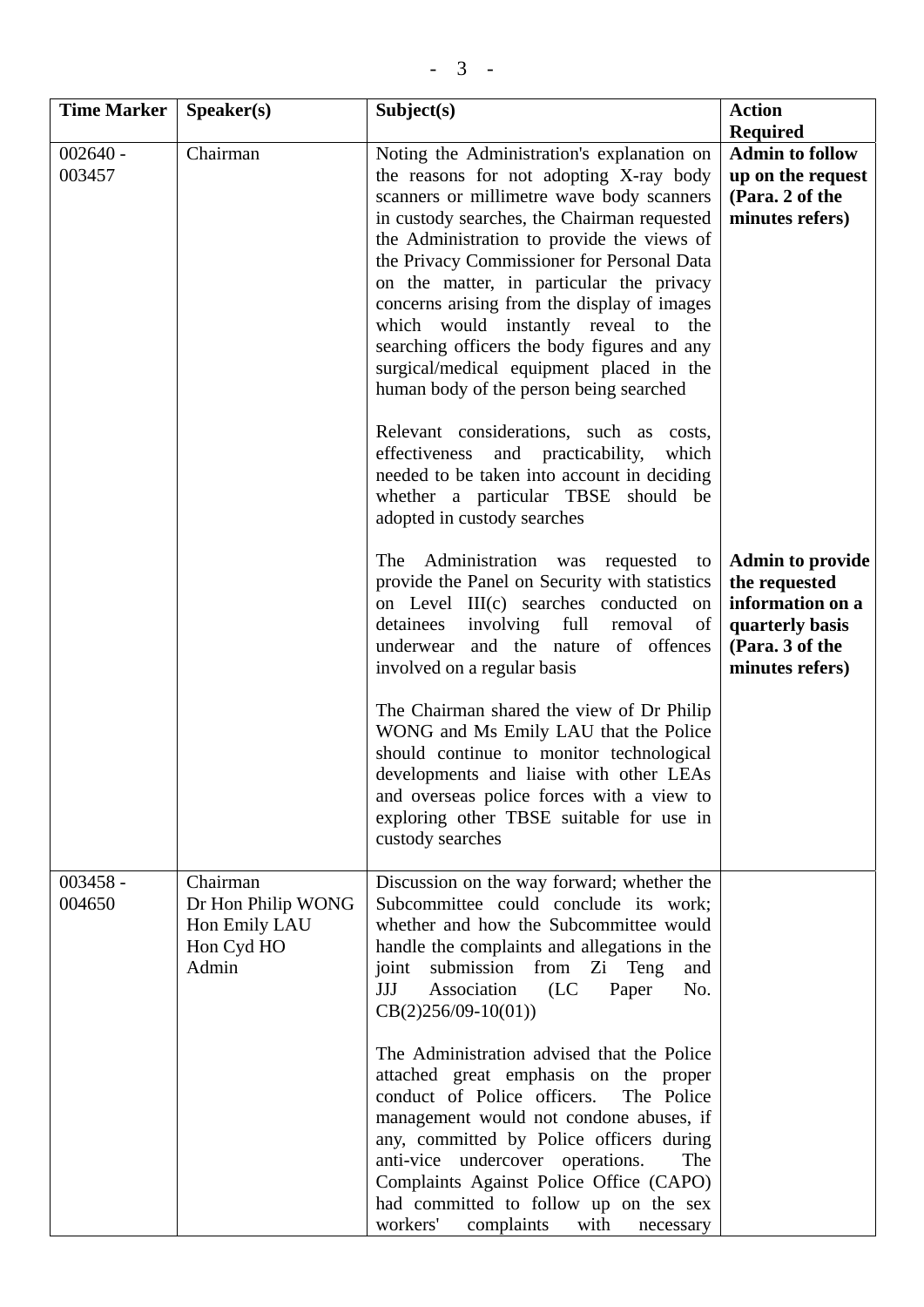| Time Marker | Speaker(s) | Subject(s) | Action Required |
|---|---|---|---|
| 002640 - 003457 | Chairman | Noting the Administration's explanation on the reasons for not adopting X-ray body scanners or millimetre wave body scanners in custody searches, the Chairman requested the Administration to provide the views of the Privacy Commissioner for Personal Data on the matter, in particular the privacy concerns arising from the display of images which would instantly reveal to the searching officers the body figures and any surgical/medical equipment placed in the human body of the person being searched<br><br>Relevant considerations, such as costs, effectiveness and practicability, which needed to be taken into account in deciding whether a particular TBSE should be adopted in custody searches<br><br>The Administration was requested to provide the Panel on Security with statistics on Level III(c) searches conducted on detainees involving full removal of underwear and the nature of offences involved on a regular basis<br><br>The Chairman shared the view of Dr Philip WONG and Ms Emily LAU that the Police should continue to monitor technological developments and liaise with other LEAs and overseas police forces with a view to exploring other TBSE suitable for use in custody searches | **Admin to follow up on the request (Para. 2 of the minutes refers)**<br><br>**Admin to provide the requested information on a quarterly basis (Para. 3 of the minutes refers)** |
| 003458 - 004650 | Chairman<br>Dr Hon Philip WONG<br>Hon Emily LAU<br>Hon Cyd HO<br>Admin | Discussion on the way forward; whether the Subcommittee could conclude its work; whether and how the Subcommittee would handle the complaints and allegations in the joint submission from Zi Teng and JJJ Association (LC Paper No. CB(2)256/09-10(01))<br><br>The Administration advised that the Police attached great emphasis on the proper conduct of Police officers. The Police management would not condone abuses, if any, committed by Police officers during anti-vice undercover operations. The Complaints Against Police Office (CAPO) had committed to follow up on the sex workers' complaints with necessary | |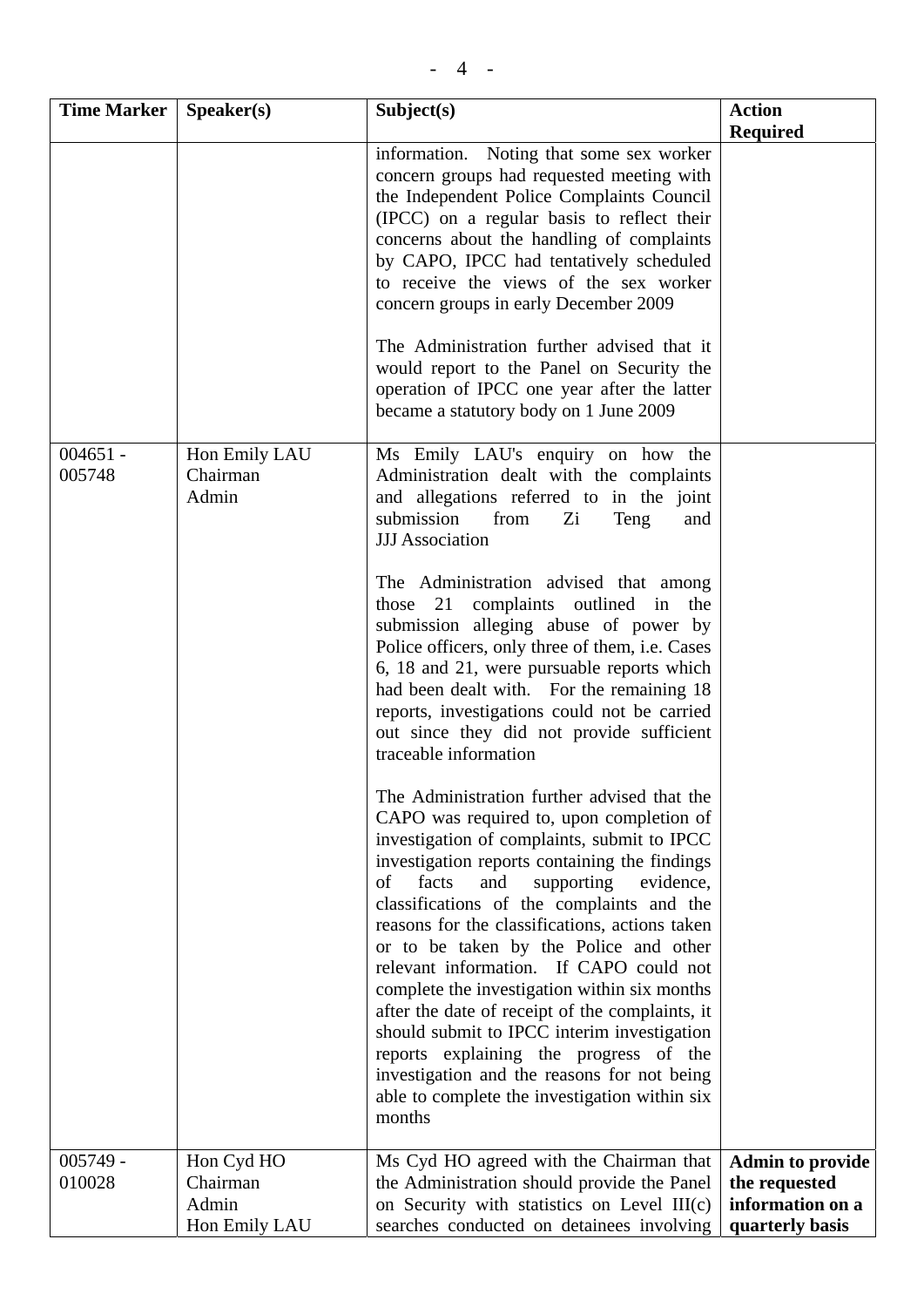| Time Marker | Speaker(s) | Subject(s) | Action Required |
|---|---|---|---|
| | | information. Noting that some sex worker concern groups had requested meeting with the Independent Police Complaints Council (IPCC) on a regular basis to reflect their concerns about the handling of complaints by CAPO, IPCC had tentatively scheduled to receive the views of the sex worker concern groups in early December 2009<br><br>The Administration further advised that it would report to the Panel on Security the operation of IPCC one year after the latter became a statutory body on 1 June 2009 | |
| 004651 - 005748 | Hon Emily LAU<br>Chairman<br>Admin | Ms Emily LAU's enquiry on how the Administration dealt with the complaints and allegations referred to in the joint submission from Zi Teng and JJJ Association<br><br>The Administration advised that among those 21 complaints outlined in the submission alleging abuse of power by Police officers, only three of them, i.e. Cases 6, 18 and 21, were pursuable reports which had been dealt with. For the remaining 18 reports, investigations could not be carried out since they did not provide sufficient traceable information<br><br>The Administration further advised that the CAPO was required to, upon completion of investigation of complaints, submit to IPCC investigation reports containing the findings of facts and supporting evidence, classifications of the complaints and the reasons for the classifications, actions taken or to be taken by the Police and other relevant information. If CAPO could not complete the investigation within six months after the date of receipt of the complaints, it should submit to IPCC interim investigation reports explaining the progress of the investigation and the reasons for not being able to complete the investigation within six months | |
| 005749 - 010028 | Hon Cyd HO<br>Chairman<br>Admin<br>Hon Emily LAU | Ms Cyd HO agreed with the Chairman that the Administration should provide the Panel on Security with statistics on Level III(c) searches conducted on detainees involving | **Admin to provide the requested information on a quarterly basis** |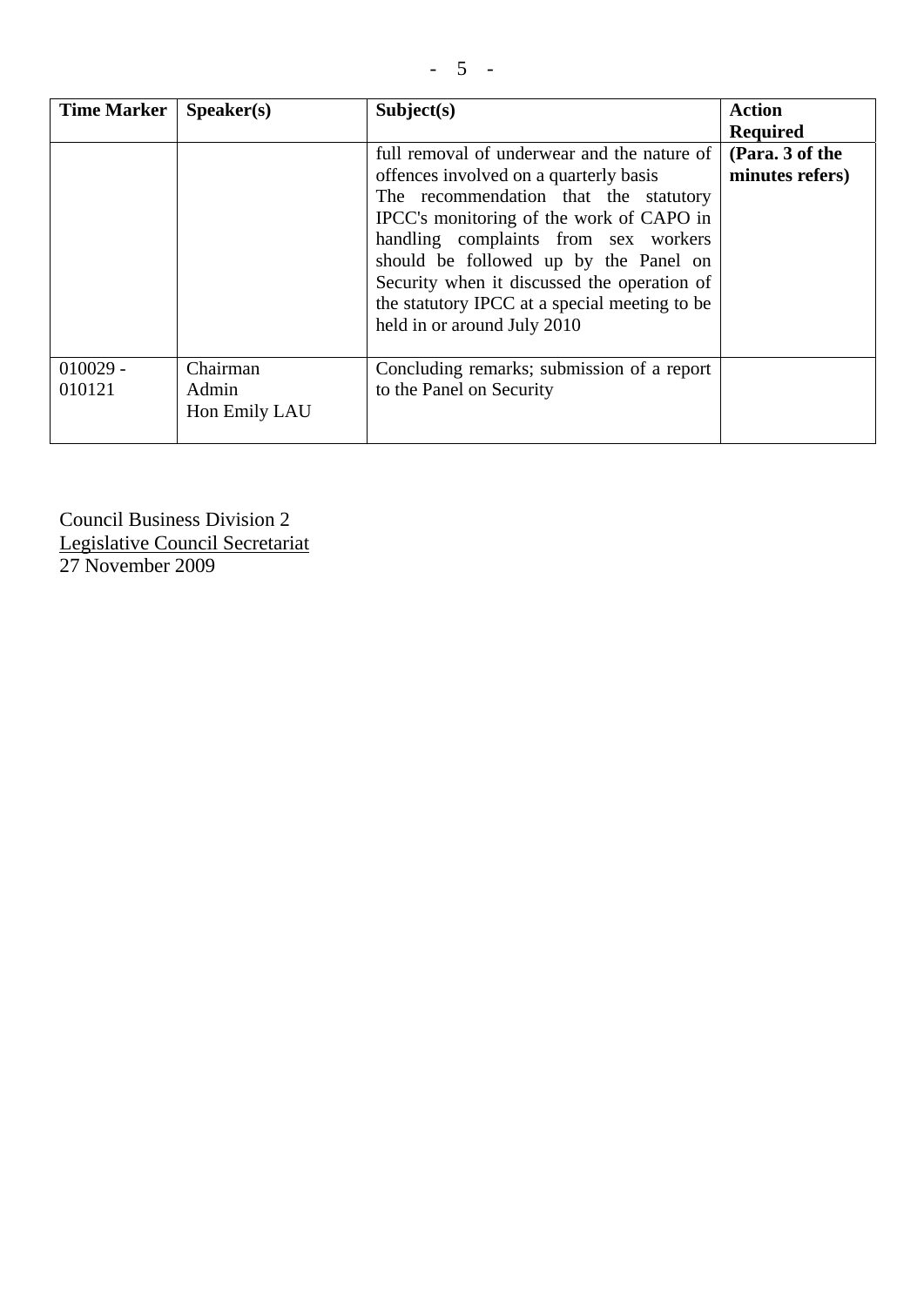| Time Marker | Speaker(s) | Subject(s) | Action Required |
|---|---|---|---|
| | | full removal of underwear and the nature of offences involved on a quarterly basis<br>The recommendation that the statutory IPCC's monitoring of the work of CAPO in handling complaints from sex workers should be followed up by the Panel on Security when it discussed the operation of the statutory IPCC at a special meeting to be held in or around July 2010 | **(Para. 3 of the minutes refers)** |
| 010029 - 010121 | Chairman<br>Admin<br>Hon Emily LAU | Concluding remarks; submission of a report to the Panel on Security | |

Council Business Division 2
Legislative Council Secretariat
27 November 2009